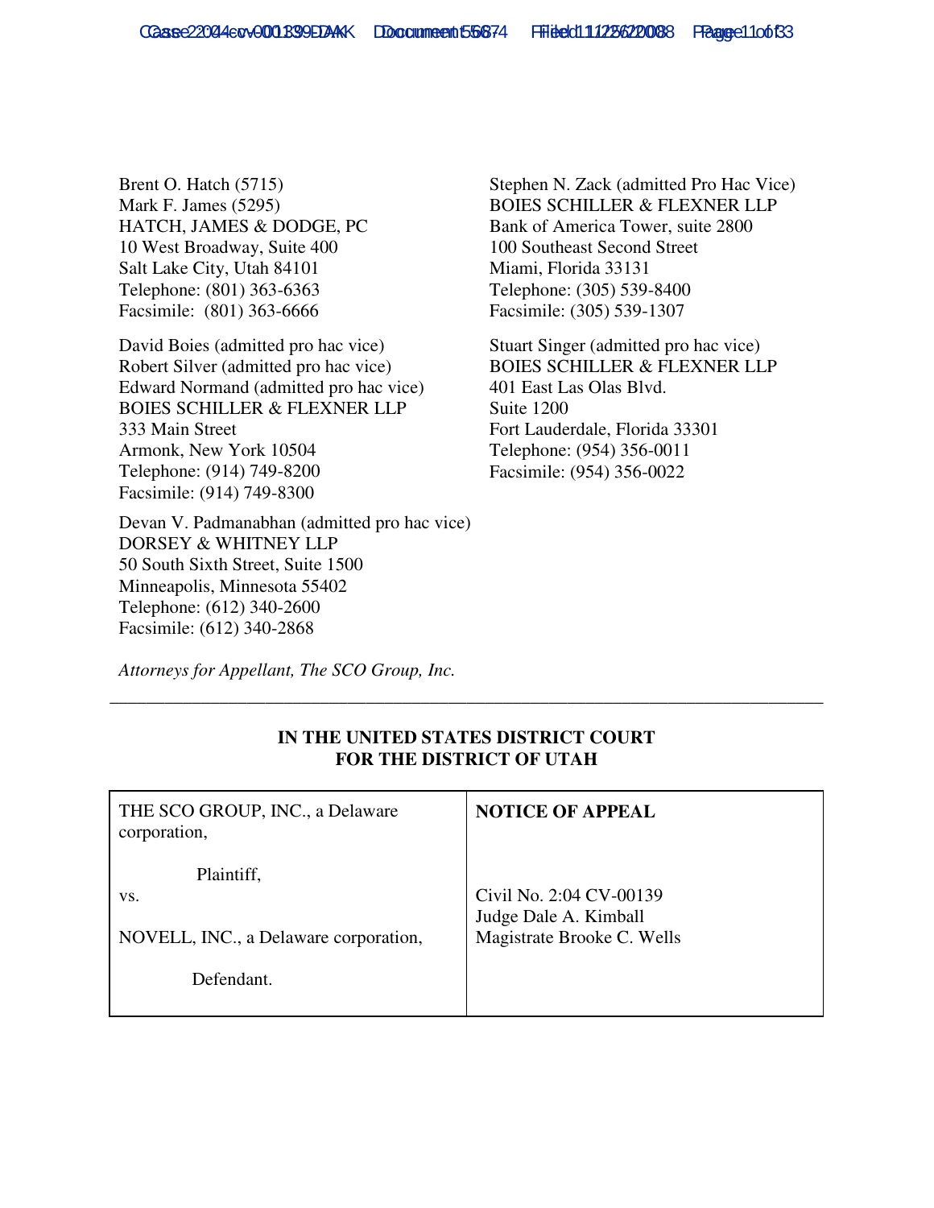Brent O. Hatch (5715)
Mark F. James (5295)
HATCH, JAMES & DODGE, PC
10 West Broadway, Suite 400
Salt Lake City, Utah 84101
Telephone: (801) 363-6363
Facsimile: (801) 363-6666

David Boies (admitted pro hac vice)
Robert Silver (admitted pro hac vice)
Edward Normand (admitted pro hac vice)
BOIES SCHILLER & FLEXNER LLP
333 Main Street
Armonk, New York 10504
Telephone: (914) 749-8200
Facsimile: (914) 749-8300

Devan V. Padmanabhan (admitted pro hac vice)
DORSEY & WHITNEY LLP
50 South Sixth Street, Suite 1500
Minneapolis, Minnesota 55402
Telephone: (612) 340-2600
Facsimile: (612) 340-2868

Stephen N. Zack (admitted Pro Hac Vice)
BOIES SCHILLER & FLEXNER LLP
Bank of America Tower, suite 2800
100 Southeast Second Street
Miami, Florida 33131
Telephone: (305) 539-8400
Facsimile: (305) 539-1307

Stuart Singer (admitted pro hac vice)
BOIES SCHILLER & FLEXNER LLP
401 East Las Olas Blvd.
Suite 1200
Fort Lauderdale, Florida 33301
Telephone: (954) 356-0011
Facsimile: (954) 356-0022

*Attorneys for Appellant, The SCO Group, Inc.*

---

**IN THE UNITED STATES DISTRICT COURT**
**FOR THE DISTRICT OF UTAH**

| THE SCO GROUP, INC., a Delaware corporation,<br><br>Plaintiff,<br>vs.<br><br>NOVELL, INC., a Delaware corporation,<br><br>Defendant. | **NOTICE OF APPEAL**<br><br>Civil No. 2:04 CV-00139<br>Judge Dale A. Kimball<br>Magistrate Brooke C. Wells |
|---|---|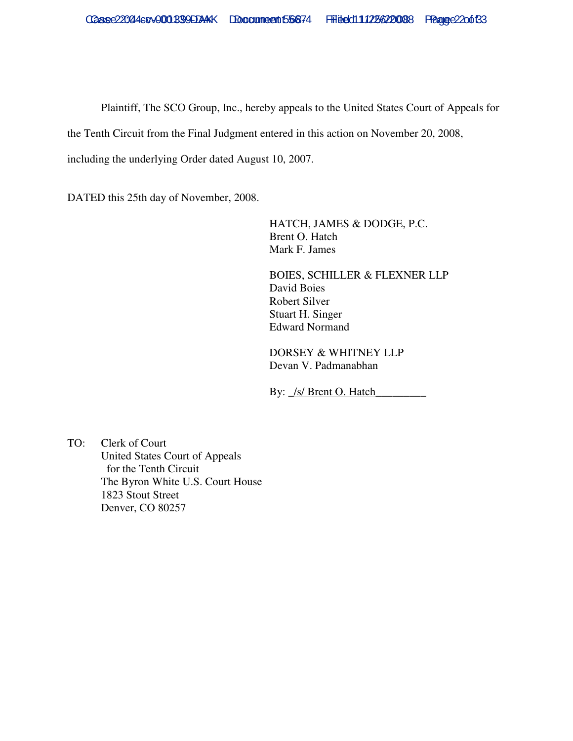Plaintiff, The SCO Group, Inc., hereby appeals to the United States Court of Appeals for the Tenth Circuit from the Final Judgment entered in this action on November 20, 2008, including the underlying Order dated August 10, 2007.

DATED this 25th day of November, 2008.

HATCH, JAMES & DODGE, P.C.
Brent O. Hatch
Mark F. James

BOIES, SCHILLER & FLEXNER LLP
David Boies
Robert Silver
Stuart H. Singer
Edward Normand

DORSEY & WHITNEY LLP
Devan V. Padmanabhan

By: _/s/ Brent O. Hatch_________

TO: Clerk of Court
United States Court of Appeals
for the Tenth Circuit
The Byron White U.S. Court House
1823 Stout Street
Denver, CO 80257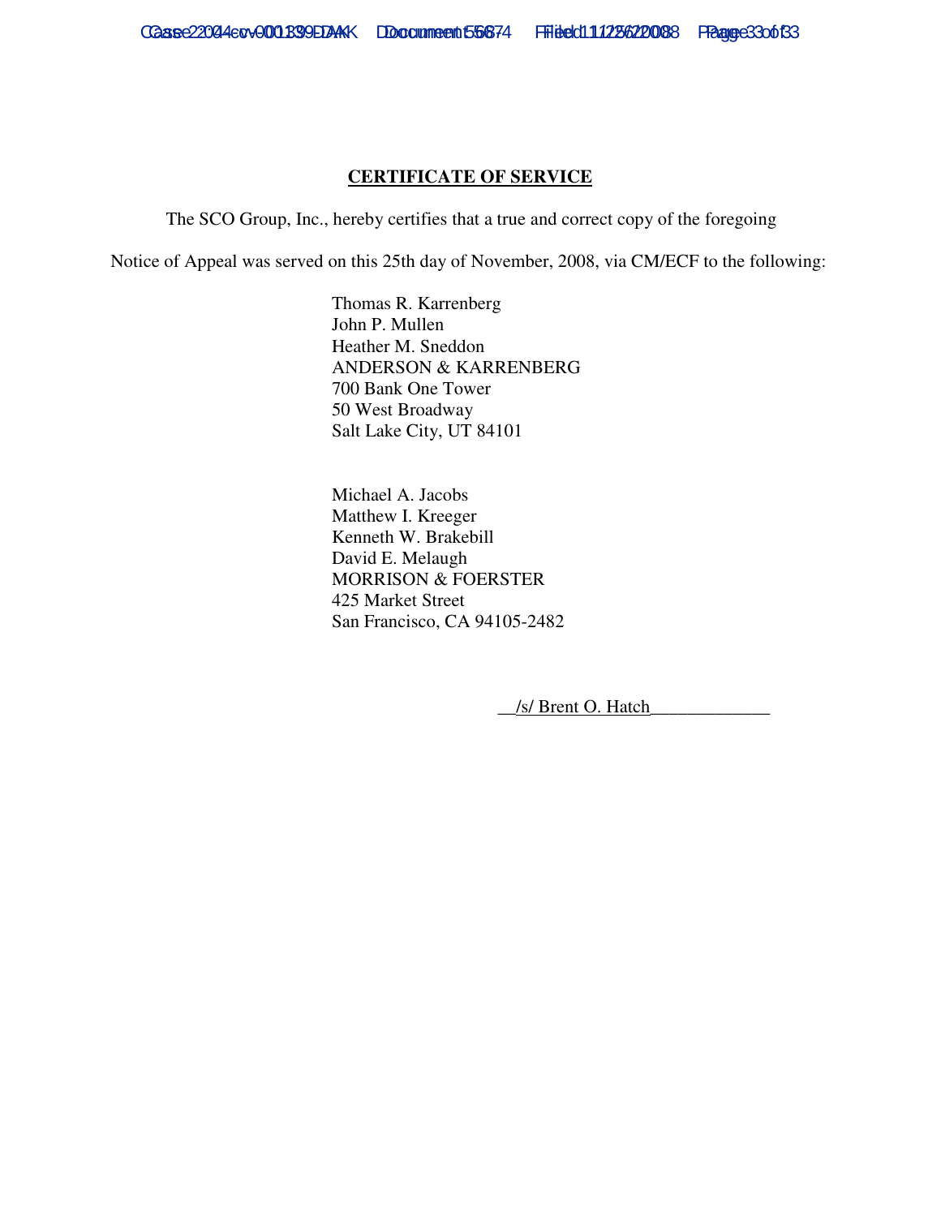## CERTIFICATE OF SERVICE

The SCO Group, Inc., hereby certifies that a true and correct copy of the foregoing Notice of Appeal was served on this 25th day of November, 2008, via CM/ECF to the following:

Thomas R. Karrenberg
John P. Mullen
Heather M. Sneddon
ANDERSON & KARRENBERG
700 Bank One Tower
50 West Broadway
Salt Lake City, UT 84101

Michael A. Jacobs
Matthew I. Kreeger
Kenneth W. Brakebill
David E. Melaugh
MORRISON & FOERSTER
425 Market Street
San Francisco, CA 94105-2482

__/s/ Brent O. Hatch_____________